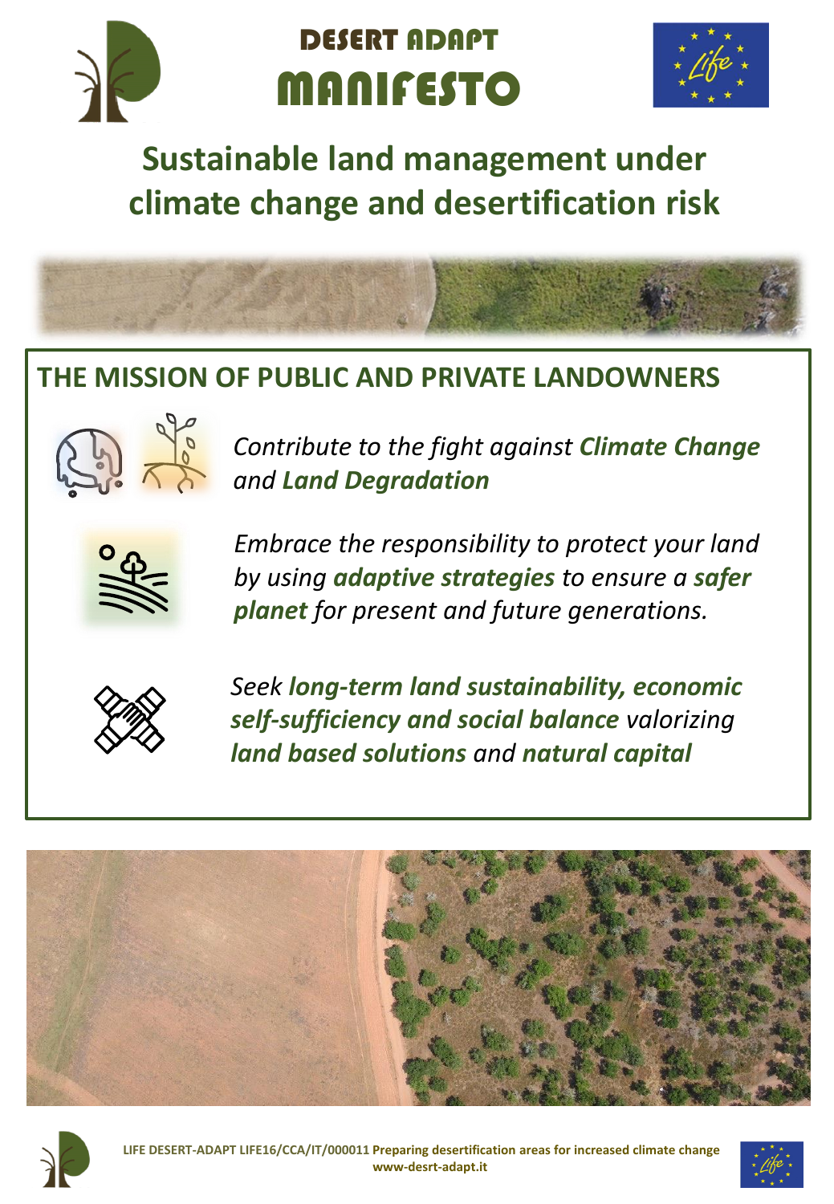# DESERT ADAPT MANIFESTO

## Sustainable land management under climate change and desertification risk

### THE MISSION OF PUBLIC AND PRIVATE LANDOWNERS

*Contribute to the fight against **Climate Change** and **Land Degradation***

*Embrace the responsibility to protect your land by using **adaptive strategies** to ensure a **safer planet** for present and future generations.*

*Seek **long-term land sustainability, economic self-sufficiency and social balance** valorizing **land based solutions** and **natural capital***

**LIFE DESERT-ADAPT LIFE16/CCA/IT/000011 Preparing desertification areas for increased climate change**
**www-desrt-adapt.it**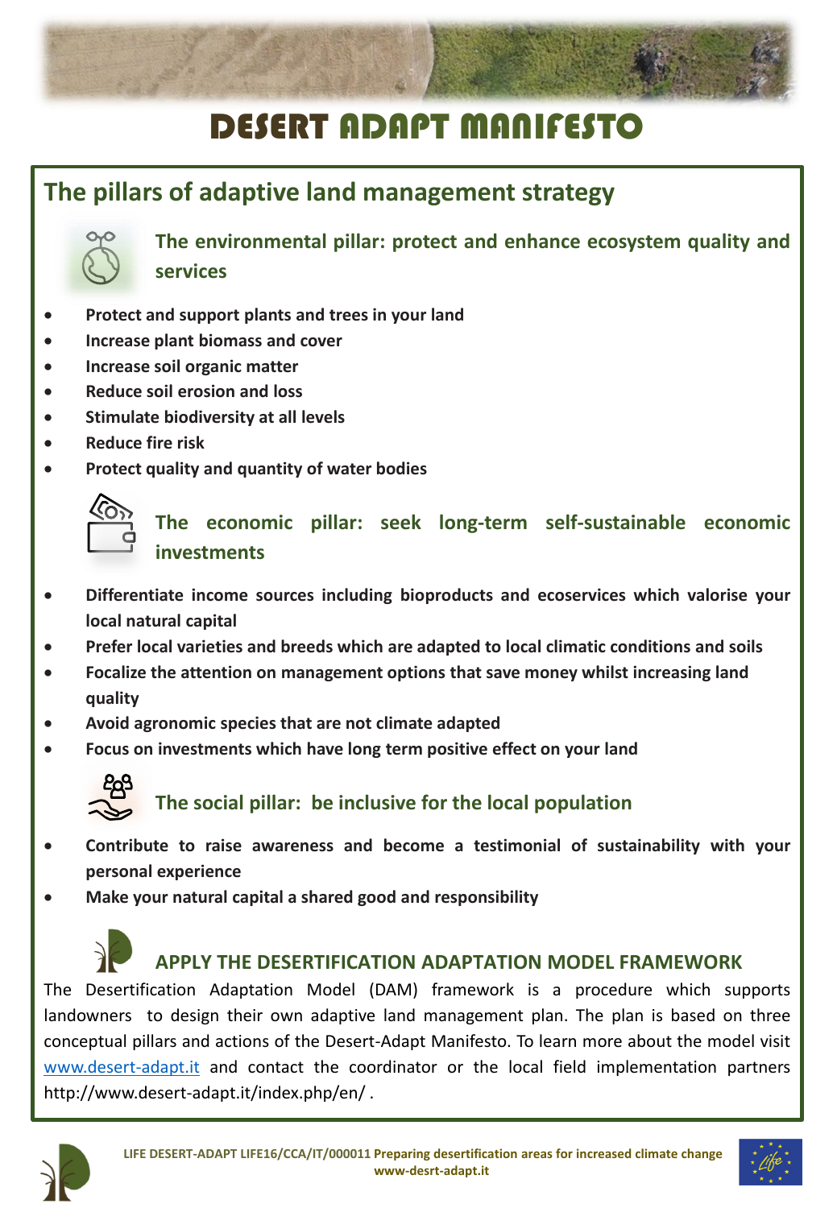# DESERT ADAPT MANIFESTO

## The pillars of adaptive land management strategy

### The environmental pillar: protect and enhance ecosystem quality and services

- **Protect and support plants and trees in your land**
- **Increase plant biomass and cover**
- **Increase soil organic matter**
- **Reduce soil erosion and loss**
- **Stimulate biodiversity at all levels**
- **Reduce fire risk**
- **Protect quality and quantity of water bodies**

### The economic pillar: seek long-term self-sustainable economic investments

- **Differentiate income sources including bioproducts and ecoservices which valorise your local natural capital**
- **Prefer local varieties and breeds which are adapted to local climatic conditions and soils**
- **Focalize the attention on management options that save money whilst increasing land quality**
- **Avoid agronomic species that are not climate adapted**
- **Focus on investments which have long term positive effect on your land**

### The social pillar: be inclusive for the local population

- **Contribute to raise awareness and become a testimonial of sustainability with your personal experience**
- **Make your natural capital a shared good and responsibility**

### APPLY THE DESERTIFICATION ADAPTATION MODEL FRAMEWORK

The Desertification Adaptation Model (DAM) framework is a procedure which supports landowners to design their own adaptive land management plan. The plan is based on three conceptual pillars and actions of the Desert-Adapt Manifesto. To learn more about the model visit www.desert-adapt.it and contact the coordinator or the local field implementation partners http://www.desert-adapt.it/index.php/en/ .

**LIFE DESERT-ADAPT LIFE16/CCA/IT/000011 Preparing desertification areas for increased climate change**
**www-desrt-adapt.it**